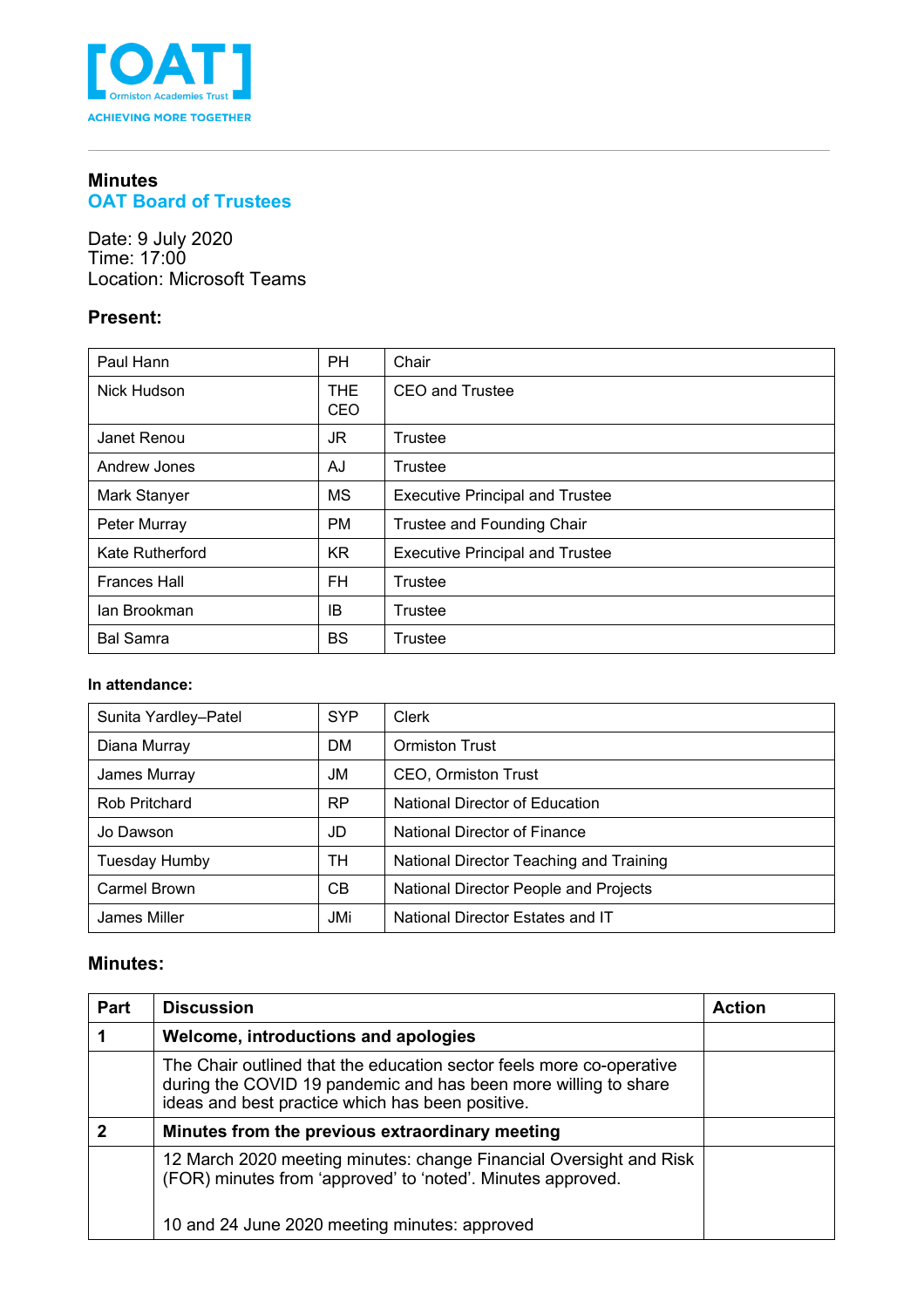[OAT] Ormiston Academies Trust

ACHIEVING MORE TOGETHER

## Minutes
## OAT Board of Trustees

Date: 9 July 2020
Time: 17:00
Location: Microsoft Teams

### Present:

| | | |
|---|---|---|
| Paul Hann | PH | Chair |
| Nick Hudson | THE CEO | CEO and Trustee |
| Janet Renou | JR | Trustee |
| Andrew Jones | AJ | Trustee |
| Mark Stanyer | MS | Executive Principal and Trustee |
| Peter Murray | PM | Trustee and Founding Chair |
| Kate Rutherford | KR | Executive Principal and Trustee |
| Frances Hall | FH | Trustee |
| Ian Brookman | IB | Trustee |
| Bal Samra | BS | Trustee |

**In attendance:**

| | | |
|---|---|---|
| Sunita Yardley–Patel | SYP | Clerk |
| Diana Murray | DM | Ormiston Trust |
| James Murray | JM | CEO, Ormiston Trust |
| Rob Pritchard | RP | National Director of Education |
| Jo Dawson | JD | National Director of Finance |
| Tuesday Humby | TH | National Director Teaching and Training |
| Carmel Brown | CB | National Director People and Projects |
| James Miller | JMi | National Director Estates and IT |

### Minutes:

| Part | Discussion | Action |
|---|---|---|
| **1** | **Welcome, introductions and apologies** | |
| | The Chair outlined that the education sector feels more co-operative during the COVID 19 pandemic and has been more willing to share ideas and best practice which has been positive. | |
| **2** | **Minutes from the previous extraordinary meeting** | |
| | 12 March 2020 meeting minutes: change Financial Oversight and Risk (FOR) minutes from 'approved' to 'noted'. Minutes approved.<br><br>10 and 24 June 2020 meeting minutes: approved | |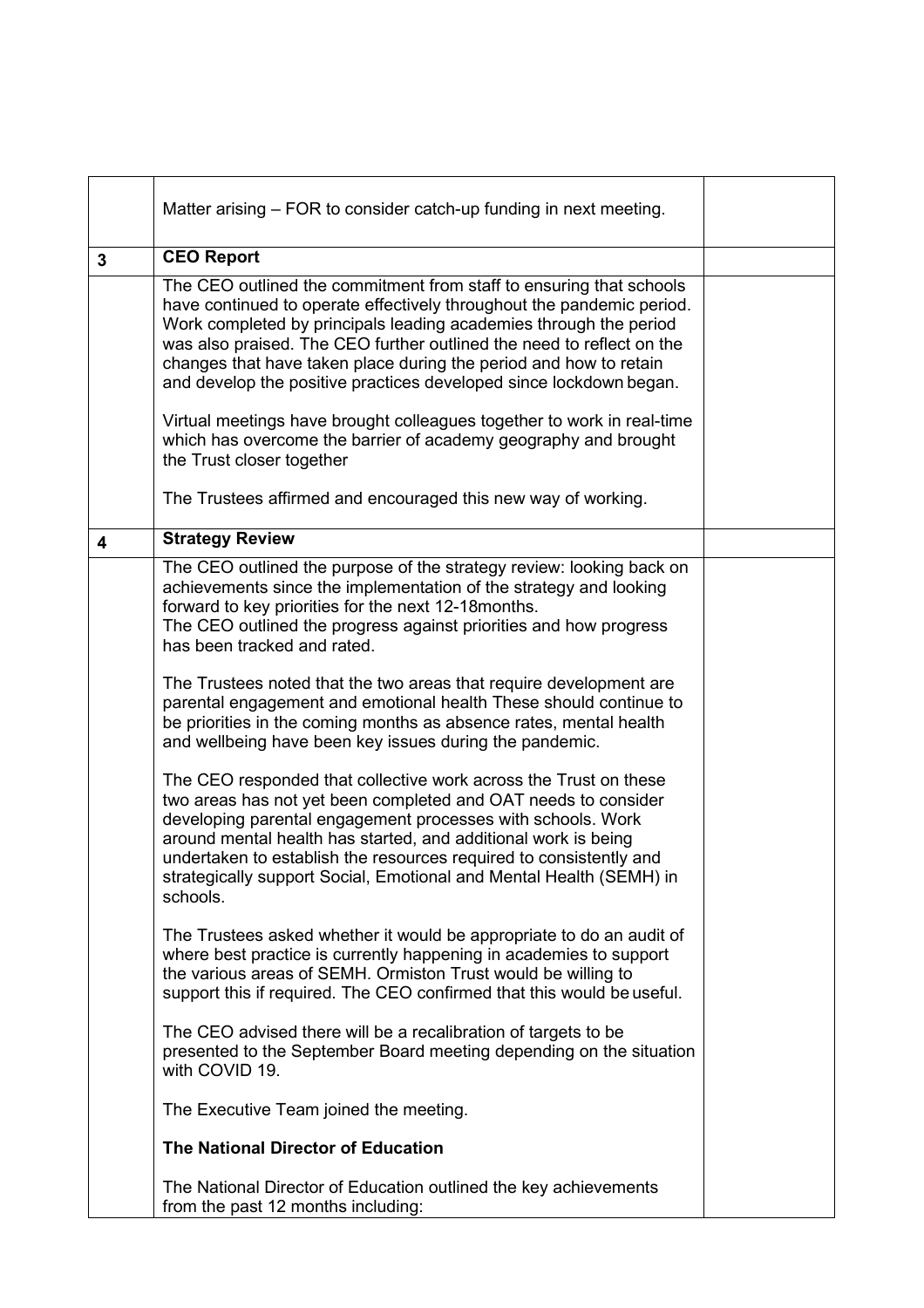| | | |
|---|---|---|
| | Matter arising – FOR to consider catch-up funding in next meeting. | |
| **3** | **CEO Report** | |
| | The CEO outlined the commitment from staff to ensuring that schools have continued to operate effectively throughout the pandemic period. Work completed by principals leading academies through the period was also praised. The CEO further outlined the need to reflect on the changes that have taken place during the period and how to retain and develop the positive practices developed since lockdown began.<br><br>Virtual meetings have brought colleagues together to work in real-time which has overcome the barrier of academy geography and brought the Trust closer together<br><br>The Trustees affirmed and encouraged this new way of working. | |
| **4** | **Strategy Review** | |
| | The CEO outlined the purpose of the strategy review: looking back on achievements since the implementation of the strategy and looking forward to key priorities for the next 12-18months.<br>The CEO outlined the progress against priorities and how progress has been tracked and rated.<br><br>The Trustees noted that the two areas that require development are parental engagement and emotional health These should continue to be priorities in the coming months as absence rates, mental health and wellbeing have been key issues during the pandemic.<br><br>The CEO responded that collective work across the Trust on these two areas has not yet been completed and OAT needs to consider developing parental engagement processes with schools. Work around mental health has started, and additional work is being undertaken to establish the resources required to consistently and strategically support Social, Emotional and Mental Health (SEMH) in schools.<br><br>The Trustees asked whether it would be appropriate to do an audit of where best practice is currently happening in academies to support the various areas of SEMH. Ormiston Trust would be willing to support this if required. The CEO confirmed that this would be useful.<br><br>The CEO advised there will be a recalibration of targets to be presented to the September Board meeting depending on the situation with COVID 19.<br><br>The Executive Team joined the meeting.<br><br>**The National Director of Education**<br><br>The National Director of Education outlined the key achievements from the past 12 months including: | |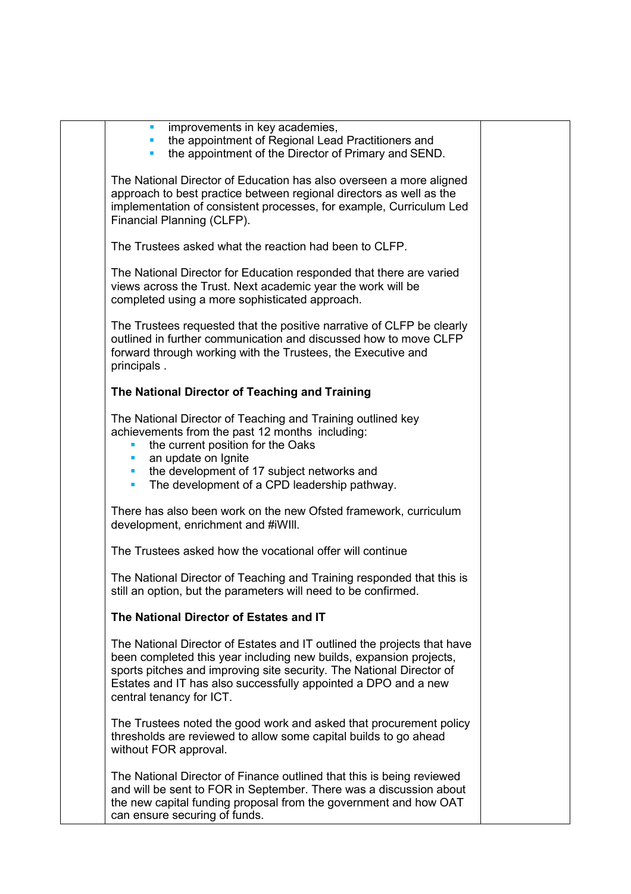- improvements in key academies,
- the appointment of Regional Lead Practitioners and
- the appointment of the Director of Primary and SEND.

The National Director of Education has also overseen a more aligned approach to best practice between regional directors as well as the implementation of consistent processes, for example, Curriculum Led Financial Planning (CLFP).

The Trustees asked what the reaction had been to CLFP.

The National Director for Education responded that there are varied views across the Trust. Next academic year the work will be completed using a more sophisticated approach.

The Trustees requested that the positive narrative of CLFP be clearly outlined in further communication and discussed how to move CLFP forward through working with the Trustees, the Executive and principals .

**The National Director of Teaching and Training**

The National Director of Teaching and Training outlined key achievements from the past 12 months including:

- the current position for the Oaks
- an update on Ignite
- the development of 17 subject networks and
- The development of a CPD leadership pathway.

There has also been work on the new Ofsted framework, curriculum development, enrichment and #iWIll.

The Trustees asked how the vocational offer will continue

The National Director of Teaching and Training responded that this is still an option, but the parameters will need to be confirmed.

**The National Director of Estates and IT**

The National Director of Estates and IT outlined the projects that have been completed this year including new builds, expansion projects, sports pitches and improving site security. The National Director of Estates and IT has also successfully appointed a DPO and a new central tenancy for ICT.

The Trustees noted the good work and asked that procurement policy thresholds are reviewed to allow some capital builds to go ahead without FOR approval.

The National Director of Finance outlined that this is being reviewed and will be sent to FOR in September. There was a discussion about the new capital funding proposal from the government and how OAT can ensure securing of funds.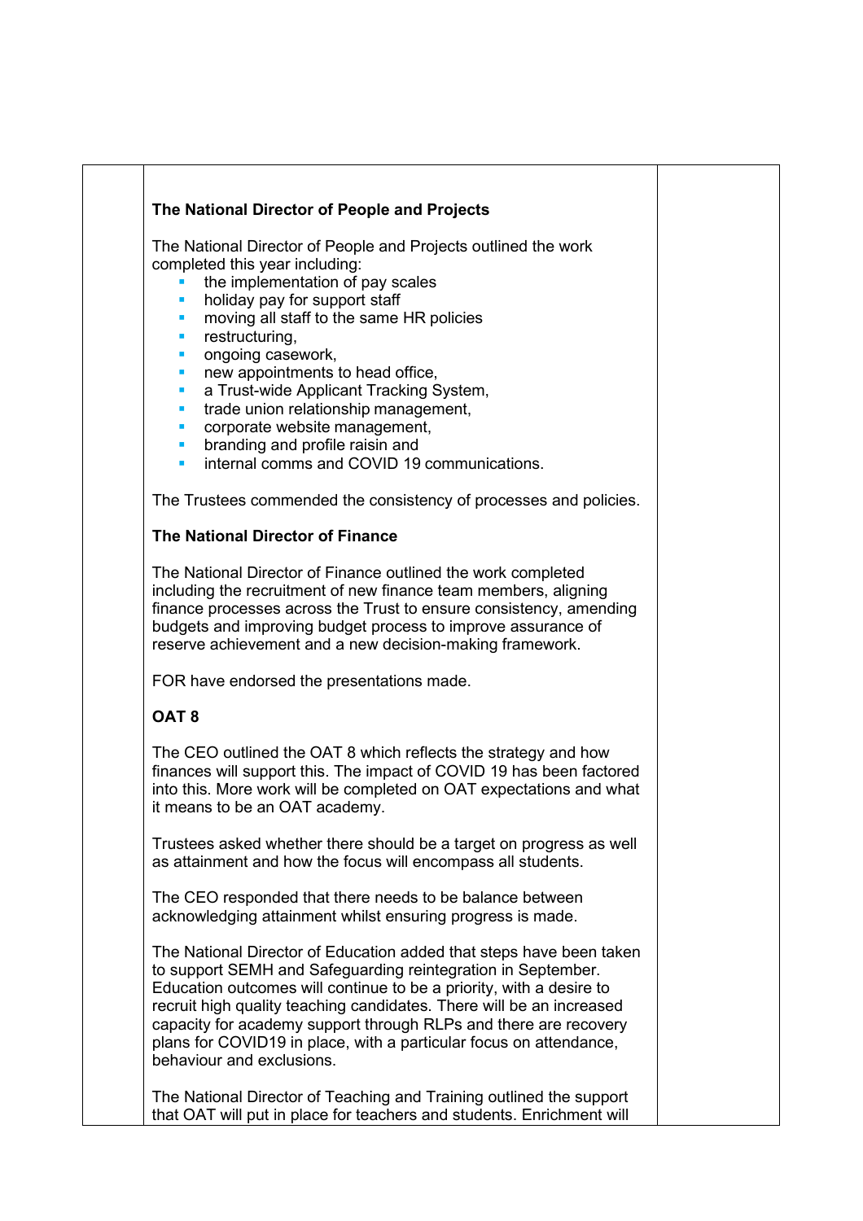**The National Director of People and Projects**

The National Director of People and Projects outlined the work completed this year including:

- the implementation of pay scales
- holiday pay for support staff
- moving all staff to the same HR policies
- restructuring,
- ongoing casework,
- new appointments to head office,
- a Trust-wide Applicant Tracking System,
- trade union relationship management,
- corporate website management,
- branding and profile raisin and
- internal comms and COVID 19 communications.

The Trustees commended the consistency of processes and policies.

**The National Director of Finance**

The National Director of Finance outlined the work completed including the recruitment of new finance team members, aligning finance processes across the Trust to ensure consistency, amending budgets and improving budget process to improve assurance of reserve achievement and a new decision-making framework.

FOR have endorsed the presentations made.

**OAT 8**

The CEO outlined the OAT 8 which reflects the strategy and how finances will support this. The impact of COVID 19 has been factored into this. More work will be completed on OAT expectations and what it means to be an OAT academy.

Trustees asked whether there should be a target on progress as well as attainment and how the focus will encompass all students.

The CEO responded that there needs to be balance between acknowledging attainment whilst ensuring progress is made.

The National Director of Education added that steps have been taken to support SEMH and Safeguarding reintegration in September. Education outcomes will continue to be a priority, with a desire to recruit high quality teaching candidates. There will be an increased capacity for academy support through RLPs and there are recovery plans for COVID19 in place, with a particular focus on attendance, behaviour and exclusions.

The National Director of Teaching and Training outlined the support that OAT will put in place for teachers and students. Enrichment will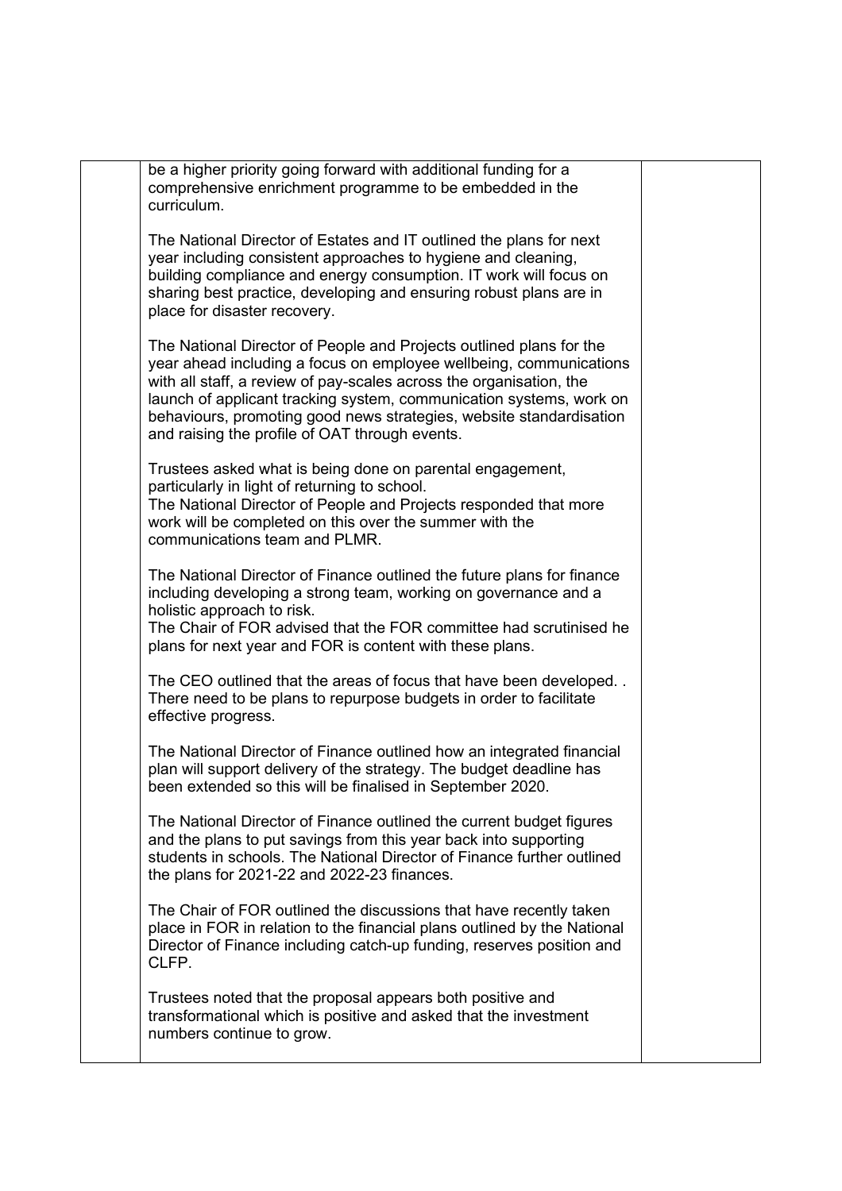| | | |
|---|---|---|
| | be a higher priority going forward with additional funding for a comprehensive enrichment programme to be embedded in the curriculum.<br><br>The National Director of Estates and IT outlined the plans for next year including consistent approaches to hygiene and cleaning, building compliance and energy consumption. IT work will focus on sharing best practice, developing and ensuring robust plans are in place for disaster recovery.<br><br>The National Director of People and Projects outlined plans for the year ahead including a focus on employee wellbeing, communications with all staff, a review of pay-scales across the organisation, the launch of applicant tracking system, communication systems, work on behaviours, promoting good news strategies, website standardisation and raising the profile of OAT through events.<br><br>Trustees asked what is being done on parental engagement, particularly in light of returning to school.<br>The National Director of People and Projects responded that more work will be completed on this over the summer with the communications team and PLMR.<br><br>The National Director of Finance outlined the future plans for finance including developing a strong team, working on governance and a holistic approach to risk.<br>The Chair of FOR advised that the FOR committee had scrutinised he plans for next year and FOR is content with these plans.<br><br>The CEO outlined that the areas of focus that have been developed. . There need to be plans to repurpose budgets in order to facilitate effective progress.<br><br>The National Director of Finance outlined how an integrated financial plan will support delivery of the strategy. The budget deadline has been extended so this will be finalised in September 2020.<br><br>The National Director of Finance outlined the current budget figures and the plans to put savings from this year back into supporting students in schools. The National Director of Finance further outlined the plans for 2021-22 and 2022-23 finances.<br><br>The Chair of FOR outlined the discussions that have recently taken place in FOR in relation to the financial plans outlined by the National Director of Finance including catch-up funding, reserves position and CLFP.<br><br>Trustees noted that the proposal appears both positive and transformational which is positive and asked that the investment numbers continue to grow. | |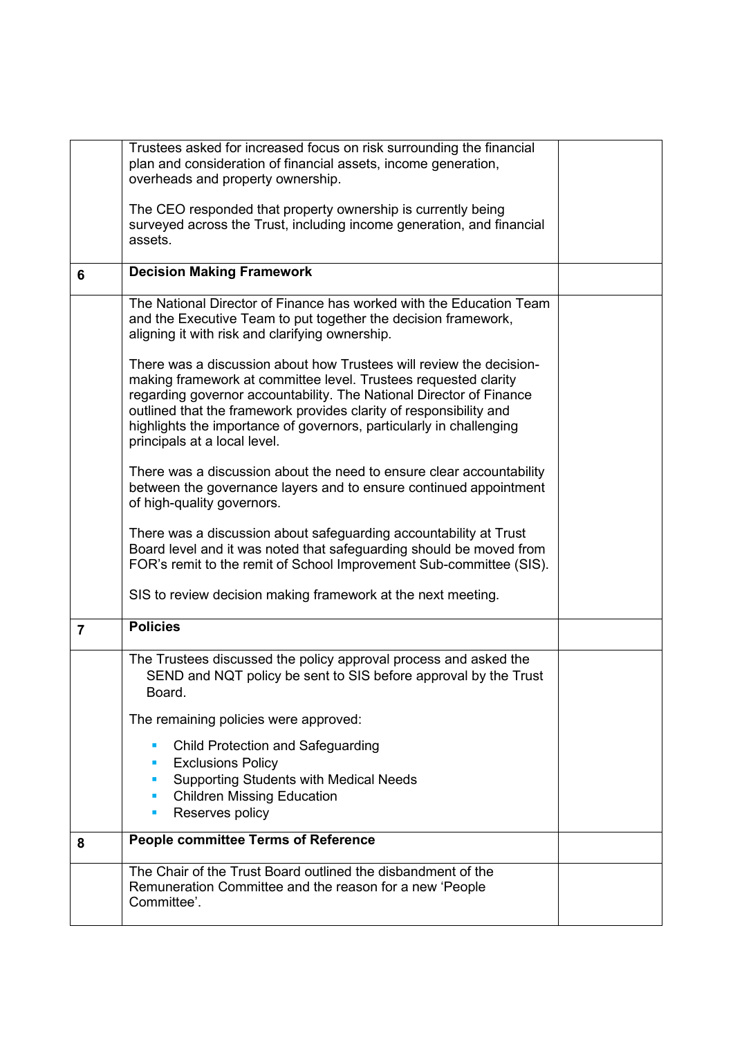| | | |
|---|---|---|
| | Trustees asked for increased focus on risk surrounding the financial plan and consideration of financial assets, income generation, overheads and property ownership.<br><br>The CEO responded that property ownership is currently being surveyed across the Trust, including income generation, and financial assets. | |
| **6** | **Decision Making Framework** | |
| | The National Director of Finance has worked with the Education Team and the Executive Team to put together the decision framework, aligning it with risk and clarifying ownership.<br><br>There was a discussion about how Trustees will review the decision-making framework at committee level. Trustees requested clarity regarding governor accountability. The National Director of Finance outlined that the framework provides clarity of responsibility and highlights the importance of governors, particularly in challenging principals at a local level.<br><br>There was a discussion about the need to ensure clear accountability between the governance layers and to ensure continued appointment of high-quality governors.<br><br>There was a discussion about safeguarding accountability at Trust Board level and it was noted that safeguarding should be moved from FOR's remit to the remit of School Improvement Sub-committee (SIS).<br><br>SIS to review decision making framework at the next meeting. | |
| **7** | **Policies** | |
| | The Trustees discussed the policy approval process and asked the SEND and NQT policy be sent to SIS before approval by the Trust Board.<br><br>The remaining policies were approved:<br><br>- Child Protection and Safeguarding<br>- Exclusions Policy<br>- Supporting Students with Medical Needs<br>- Children Missing Education<br>- Reserves policy | |
| **8** | **People committee Terms of Reference** | |
| | The Chair of the Trust Board outlined the disbandment of the Remuneration Committee and the reason for a new 'People Committee'. | |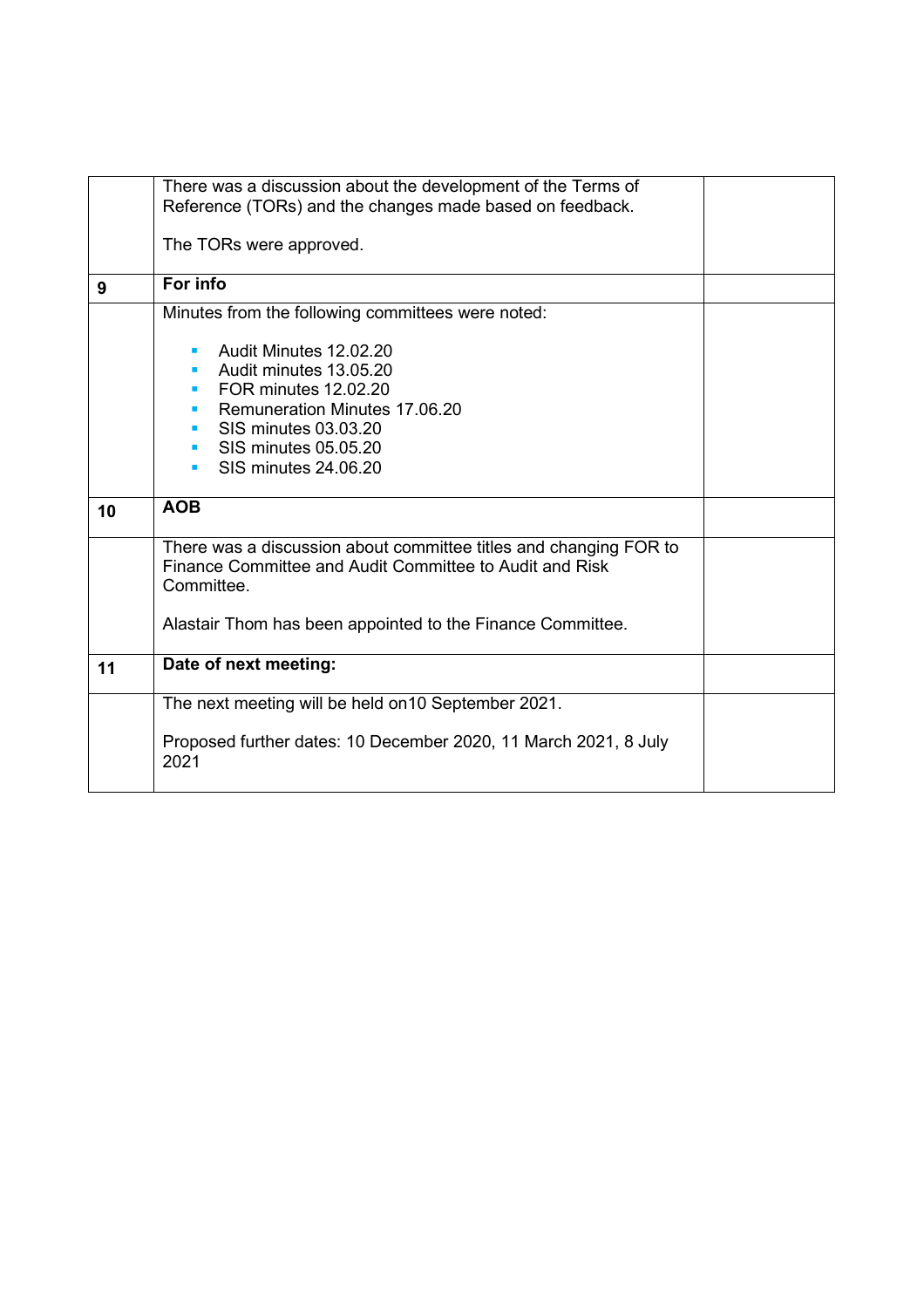| | | |
|---|---|---|
| | There was a discussion about the development of the Terms of Reference (TORs) and the changes made based on feedback.<br><br>The TORs were approved. | |
| **9** | **For info** | |
| | Minutes from the following committees were noted:<br><br>- Audit Minutes 12.02.20<br>- Audit minutes 13.05.20<br>- FOR minutes 12.02.20<br>- Remuneration Minutes 17.06.20<br>- SIS minutes 03.03.20<br>- SIS minutes 05.05.20<br>- SIS minutes 24.06.20 | |
| **10** | **AOB** | |
| | There was a discussion about committee titles and changing FOR to Finance Committee and Audit Committee to Audit and Risk Committee.<br><br>Alastair Thom has been appointed to the Finance Committee. | |
| **11** | **Date of next meeting:** | |
| | The next meeting will be held on10 September 2021.<br><br>Proposed further dates: 10 December 2020, 11 March 2021, 8 July 2021 | |